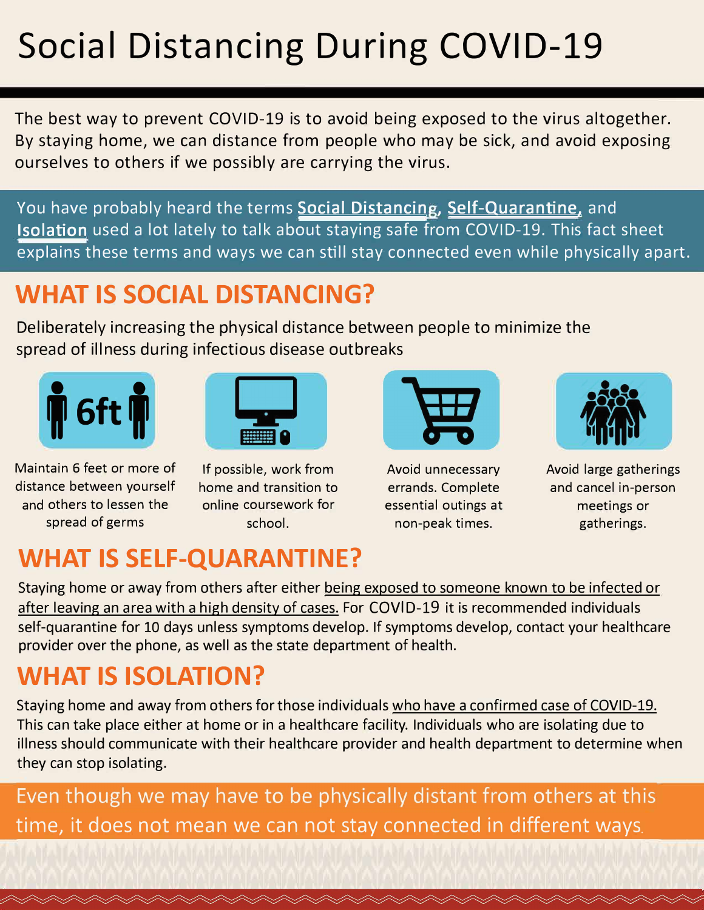# Social Distancing During COVID-19

The best way to prevent COVID-19 is to avoid being exposed to the virus altogether. By staying home, we can distance from people who may be sick, and avoid exposing ourselves to others if we possibly are carrying the virus.

You have probably heard the terms **Social Distancing**, **Self-Quarantine,** and **Isolation** used a lot lately to talk about staying safe from COVID-19. This fact sheet explains these terms and ways we can still stay connected even while physically apart.

## WHAT IS SOCIAL DISTANCING?

Deliberately increasing the physical distance between people to minimize the spread of illness during infectious disease outbreaks

- Maintain 6 feet or more of distance between yourself and others to lessen the spread of germs
- If possible, work from home and transition to online coursework for school.
- Avoid unnecessary errands. Complete essential outings at non-peak times.
- Avoid large gatherings and cancel in-person meetings or gatherings.

## WHAT IS SELF-QUARANTINE?

Staying home or away from others after either being exposed to someone known to be infected or after leaving an area with a high density of cases. For COVID-19 it is recommended individuals self-quarantine for 10 days unless symptoms develop. If symptoms develop, contact your healthcare provider over the phone, as well as the state department of health.

## WHAT IS ISOLATION?

Staying home and away from others for those individuals who have a confirmed case of COVID-19. This can take place either at home or in a healthcare facility. Individuals who are isolating due to illness should communicate with their healthcare provider and health department to determine when they can stop isolating.

Even though we may have to be physically distant from others at this time, it does not mean we can not stay connected in different ways.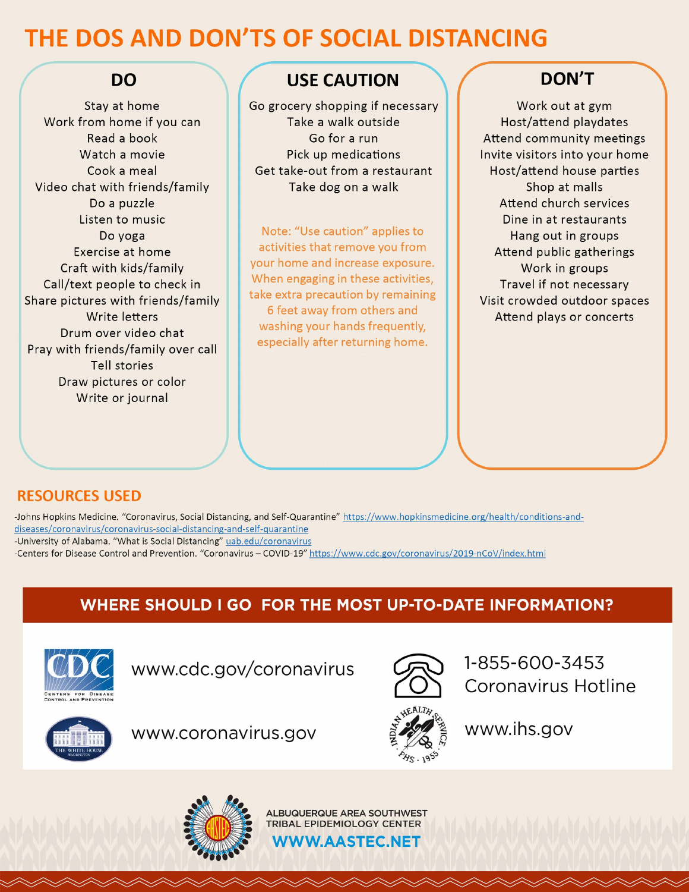# THE DOS AND DON'TS OF SOCIAL DISTANCING

## DO

Stay at home
Work from home if you can
Read a book
Watch a movie
Cook a meal
Video chat with friends/family
Do a puzzle
Listen to music
Do yoga
Exercise at home
Craft with kids/family
Call/text people to check in
Share pictures with friends/family
Write letters
Drum over video chat
Pray with friends/family over call
Tell stories
Draw pictures or color
Write or journal

## USE CAUTION

Go grocery shopping if necessary
Take a walk outside
Go for a run
Pick up medications
Get take-out from a restaurant
Take dog on a walk

Note: "Use caution" applies to activities that remove you from your home and increase exposure. When engaging in these activities, take extra precaution by remaining 6 feet away from others and washing your hands frequently, especially after returning home.

## DON'T

Work out at gym
Host/attend playdates
Attend community meetings
Invite visitors into your home
Host/attend house parties
Shop at malls
Attend church services
Dine in at restaurants
Hang out in groups
Attend public gatherings
Work in groups
Travel if not necessary
Visit crowded outdoor spaces
Attend plays or concerts

## RESOURCES USED

-Johns Hopkins Medicine. "Coronavirus, Social Distancing, and Self-Quarantine" https://www.hopkinsmedicine.org/health/conditions-and-diseases/coronavirus/coronavirus-social-distancing-and-self-quarantine
-University of Alabama. "What is Social Distancing" uab.edu/coronavirus
-Centers for Disease Control and Prevention. "Coronavirus – COVID-19" https://www.cdc.gov/coronavirus/2019-nCoV/index.html

## WHERE SHOULD I GO FOR THE MOST UP-TO-DATE INFORMATION?

www.cdc.gov/coronavirus

1-855-600-3453
Coronavirus Hotline

www.coronavirus.gov

www.ihs.gov

ALBUQUERQUE AREA SOUTHWEST TRIBAL EPIDEMIOLOGY CENTER
WWW.AASTEC.NET